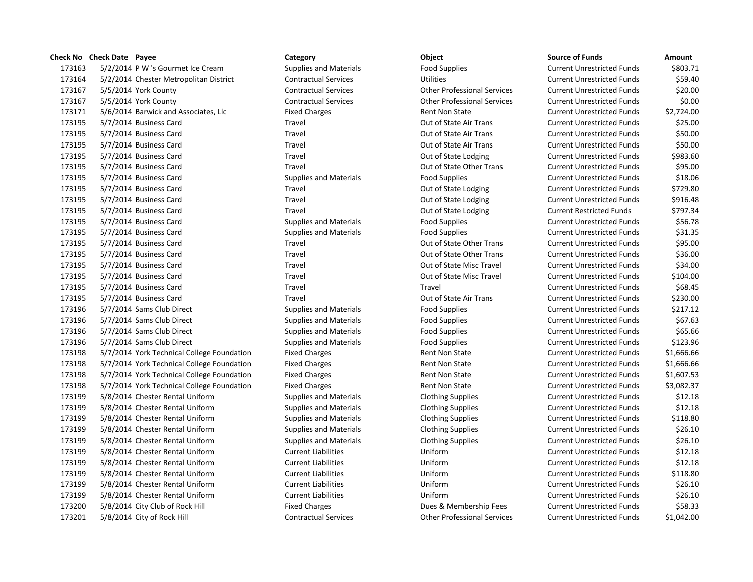| Check No | Check Date | Payee | Category | Object | Source of Funds | Amount |
|---|---|---|---|---|---|---|
| 173163 | 5/2/2014 | P W 's Gourmet Ice Cream | Supplies and Materials | Food Supplies | Current Unrestricted Funds | $803.71 |
| 173164 | 5/2/2014 | Chester Metropolitan District | Contractual Services | Utilities | Current Unrestricted Funds | $59.40 |
| 173167 | 5/5/2014 | York County | Contractual Services | Other Professional Services | Current Unrestricted Funds | $20.00 |
| 173167 | 5/5/2014 | York County | Contractual Services | Other Professional Services | Current Unrestricted Funds | $0.00 |
| 173171 | 5/6/2014 | Barwick and Associates, Llc | Fixed Charges | Rent Non State | Current Unrestricted Funds | $2,724.00 |
| 173195 | 5/7/2014 | Business Card | Travel | Out of State Air Trans | Current Unrestricted Funds | $25.00 |
| 173195 | 5/7/2014 | Business Card | Travel | Out of State Air Trans | Current Unrestricted Funds | $50.00 |
| 173195 | 5/7/2014 | Business Card | Travel | Out of State Air Trans | Current Unrestricted Funds | $50.00 |
| 173195 | 5/7/2014 | Business Card | Travel | Out of State Lodging | Current Unrestricted Funds | $983.60 |
| 173195 | 5/7/2014 | Business Card | Travel | Out of State Other Trans | Current Unrestricted Funds | $95.00 |
| 173195 | 5/7/2014 | Business Card | Supplies and Materials | Food Supplies | Current Unrestricted Funds | $18.06 |
| 173195 | 5/7/2014 | Business Card | Travel | Out of State Lodging | Current Unrestricted Funds | $729.80 |
| 173195 | 5/7/2014 | Business Card | Travel | Out of State Lodging | Current Unrestricted Funds | $916.48 |
| 173195 | 5/7/2014 | Business Card | Travel | Out of State Lodging | Current Restricted Funds | $797.34 |
| 173195 | 5/7/2014 | Business Card | Supplies and Materials | Food Supplies | Current Unrestricted Funds | $56.78 |
| 173195 | 5/7/2014 | Business Card | Supplies and Materials | Food Supplies | Current Unrestricted Funds | $31.35 |
| 173195 | 5/7/2014 | Business Card | Travel | Out of State Other Trans | Current Unrestricted Funds | $95.00 |
| 173195 | 5/7/2014 | Business Card | Travel | Out of State Other Trans | Current Unrestricted Funds | $36.00 |
| 173195 | 5/7/2014 | Business Card | Travel | Out of State Misc Travel | Current Unrestricted Funds | $34.00 |
| 173195 | 5/7/2014 | Business Card | Travel | Out of State Misc Travel | Current Unrestricted Funds | $104.00 |
| 173195 | 5/7/2014 | Business Card | Travel | Travel | Current Unrestricted Funds | $68.45 |
| 173195 | 5/7/2014 | Business Card | Travel | Out of State Air Trans | Current Unrestricted Funds | $230.00 |
| 173196 | 5/7/2014 | Sams Club Direct | Supplies and Materials | Food Supplies | Current Unrestricted Funds | $217.12 |
| 173196 | 5/7/2014 | Sams Club Direct | Supplies and Materials | Food Supplies | Current Unrestricted Funds | $67.63 |
| 173196 | 5/7/2014 | Sams Club Direct | Supplies and Materials | Food Supplies | Current Unrestricted Funds | $65.66 |
| 173196 | 5/7/2014 | Sams Club Direct | Supplies and Materials | Food Supplies | Current Unrestricted Funds | $123.96 |
| 173198 | 5/7/2014 | York Technical College Foundation | Fixed Charges | Rent Non State | Current Unrestricted Funds | $1,666.66 |
| 173198 | 5/7/2014 | York Technical College Foundation | Fixed Charges | Rent Non State | Current Unrestricted Funds | $1,666.66 |
| 173198 | 5/7/2014 | York Technical College Foundation | Fixed Charges | Rent Non State | Current Unrestricted Funds | $1,607.53 |
| 173198 | 5/7/2014 | York Technical College Foundation | Fixed Charges | Rent Non State | Current Unrestricted Funds | $3,082.37 |
| 173199 | 5/8/2014 | Chester Rental Uniform | Supplies and Materials | Clothing Supplies | Current Unrestricted Funds | $12.18 |
| 173199 | 5/8/2014 | Chester Rental Uniform | Supplies and Materials | Clothing Supplies | Current Unrestricted Funds | $12.18 |
| 173199 | 5/8/2014 | Chester Rental Uniform | Supplies and Materials | Clothing Supplies | Current Unrestricted Funds | $118.80 |
| 173199 | 5/8/2014 | Chester Rental Uniform | Supplies and Materials | Clothing Supplies | Current Unrestricted Funds | $26.10 |
| 173199 | 5/8/2014 | Chester Rental Uniform | Supplies and Materials | Clothing Supplies | Current Unrestricted Funds | $26.10 |
| 173199 | 5/8/2014 | Chester Rental Uniform | Current Liabilities | Uniform | Current Unrestricted Funds | $12.18 |
| 173199 | 5/8/2014 | Chester Rental Uniform | Current Liabilities | Uniform | Current Unrestricted Funds | $12.18 |
| 173199 | 5/8/2014 | Chester Rental Uniform | Current Liabilities | Uniform | Current Unrestricted Funds | $118.80 |
| 173199 | 5/8/2014 | Chester Rental Uniform | Current Liabilities | Uniform | Current Unrestricted Funds | $26.10 |
| 173199 | 5/8/2014 | Chester Rental Uniform | Current Liabilities | Uniform | Current Unrestricted Funds | $26.10 |
| 173200 | 5/8/2014 | City Club of Rock Hill | Fixed Charges | Dues & Membership Fees | Current Unrestricted Funds | $58.33 |
| 173201 | 5/8/2014 | City of Rock Hill | Contractual Services | Other Professional Services | Current Unrestricted Funds | $1,042.00 |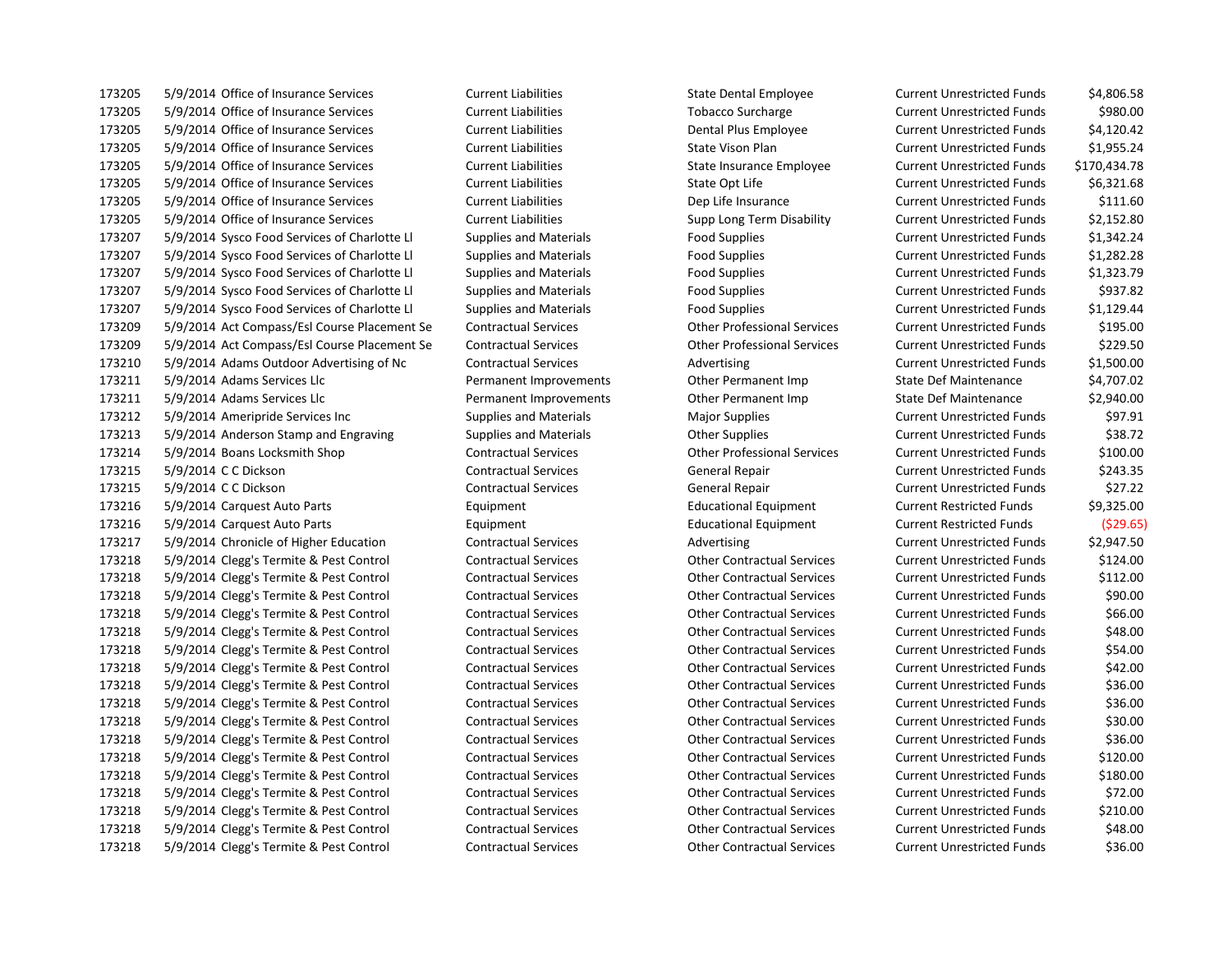| | | | | | | |
|---|---|---|---|---|---|---|
| 173205 | 5/9/2014 | Office of Insurance Services | Current Liabilities | State Dental Employee | Current Unrestricted Funds | $4,806.58 |
| 173205 | 5/9/2014 | Office of Insurance Services | Current Liabilities | Tobacco Surcharge | Current Unrestricted Funds | $980.00 |
| 173205 | 5/9/2014 | Office of Insurance Services | Current Liabilities | Dental Plus Employee | Current Unrestricted Funds | $4,120.42 |
| 173205 | 5/9/2014 | Office of Insurance Services | Current Liabilities | State Vison Plan | Current Unrestricted Funds | $1,955.24 |
| 173205 | 5/9/2014 | Office of Insurance Services | Current Liabilities | State Insurance Employee | Current Unrestricted Funds | $170,434.78 |
| 173205 | 5/9/2014 | Office of Insurance Services | Current Liabilities | State Opt Life | Current Unrestricted Funds | $6,321.68 |
| 173205 | 5/9/2014 | Office of Insurance Services | Current Liabilities | Dep Life Insurance | Current Unrestricted Funds | $111.60 |
| 173205 | 5/9/2014 | Office of Insurance Services | Current Liabilities | Supp Long Term Disability | Current Unrestricted Funds | $2,152.80 |
| 173207 | 5/9/2014 | Sysco Food Services of Charlotte Ll | Supplies and Materials | Food Supplies | Current Unrestricted Funds | $1,342.24 |
| 173207 | 5/9/2014 | Sysco Food Services of Charlotte Ll | Supplies and Materials | Food Supplies | Current Unrestricted Funds | $1,282.28 |
| 173207 | 5/9/2014 | Sysco Food Services of Charlotte Ll | Supplies and Materials | Food Supplies | Current Unrestricted Funds | $1,323.79 |
| 173207 | 5/9/2014 | Sysco Food Services of Charlotte Ll | Supplies and Materials | Food Supplies | Current Unrestricted Funds | $937.82 |
| 173207 | 5/9/2014 | Sysco Food Services of Charlotte Ll | Supplies and Materials | Food Supplies | Current Unrestricted Funds | $1,129.44 |
| 173209 | 5/9/2014 | Act Compass/Esl Course Placement Se | Contractual Services | Other Professional Services | Current Unrestricted Funds | $195.00 |
| 173209 | 5/9/2014 | Act Compass/Esl Course Placement Se | Contractual Services | Other Professional Services | Current Unrestricted Funds | $229.50 |
| 173210 | 5/9/2014 | Adams Outdoor Advertising of Nc | Contractual Services | Advertising | Current Unrestricted Funds | $1,500.00 |
| 173211 | 5/9/2014 | Adams Services Llc | Permanent Improvements | Other Permanent Imp | State Def Maintenance | $4,707.02 |
| 173211 | 5/9/2014 | Adams Services Llc | Permanent Improvements | Other Permanent Imp | State Def Maintenance | $2,940.00 |
| 173212 | 5/9/2014 | Ameripride Services Inc | Supplies and Materials | Major Supplies | Current Unrestricted Funds | $97.91 |
| 173213 | 5/9/2014 | Anderson Stamp and Engraving | Supplies and Materials | Other Supplies | Current Unrestricted Funds | $38.72 |
| 173214 | 5/9/2014 | Boans Locksmith Shop | Contractual Services | Other Professional Services | Current Unrestricted Funds | $100.00 |
| 173215 | 5/9/2014 | C C Dickson | Contractual Services | General Repair | Current Unrestricted Funds | $243.35 |
| 173215 | 5/9/2014 | C C Dickson | Contractual Services | General Repair | Current Unrestricted Funds | $27.22 |
| 173216 | 5/9/2014 | Carquest Auto Parts | Equipment | Educational Equipment | Current Restricted Funds | $9,325.00 |
| 173216 | 5/9/2014 | Carquest Auto Parts | Equipment | Educational Equipment | Current Restricted Funds | ($29.65) |
| 173217 | 5/9/2014 | Chronicle of Higher Education | Contractual Services | Advertising | Current Unrestricted Funds | $2,947.50 |
| 173218 | 5/9/2014 | Clegg's Termite & Pest Control | Contractual Services | Other Contractual Services | Current Unrestricted Funds | $124.00 |
| 173218 | 5/9/2014 | Clegg's Termite & Pest Control | Contractual Services | Other Contractual Services | Current Unrestricted Funds | $112.00 |
| 173218 | 5/9/2014 | Clegg's Termite & Pest Control | Contractual Services | Other Contractual Services | Current Unrestricted Funds | $90.00 |
| 173218 | 5/9/2014 | Clegg's Termite & Pest Control | Contractual Services | Other Contractual Services | Current Unrestricted Funds | $66.00 |
| 173218 | 5/9/2014 | Clegg's Termite & Pest Control | Contractual Services | Other Contractual Services | Current Unrestricted Funds | $48.00 |
| 173218 | 5/9/2014 | Clegg's Termite & Pest Control | Contractual Services | Other Contractual Services | Current Unrestricted Funds | $54.00 |
| 173218 | 5/9/2014 | Clegg's Termite & Pest Control | Contractual Services | Other Contractual Services | Current Unrestricted Funds | $42.00 |
| 173218 | 5/9/2014 | Clegg's Termite & Pest Control | Contractual Services | Other Contractual Services | Current Unrestricted Funds | $36.00 |
| 173218 | 5/9/2014 | Clegg's Termite & Pest Control | Contractual Services | Other Contractual Services | Current Unrestricted Funds | $36.00 |
| 173218 | 5/9/2014 | Clegg's Termite & Pest Control | Contractual Services | Other Contractual Services | Current Unrestricted Funds | $30.00 |
| 173218 | 5/9/2014 | Clegg's Termite & Pest Control | Contractual Services | Other Contractual Services | Current Unrestricted Funds | $36.00 |
| 173218 | 5/9/2014 | Clegg's Termite & Pest Control | Contractual Services | Other Contractual Services | Current Unrestricted Funds | $120.00 |
| 173218 | 5/9/2014 | Clegg's Termite & Pest Control | Contractual Services | Other Contractual Services | Current Unrestricted Funds | $180.00 |
| 173218 | 5/9/2014 | Clegg's Termite & Pest Control | Contractual Services | Other Contractual Services | Current Unrestricted Funds | $72.00 |
| 173218 | 5/9/2014 | Clegg's Termite & Pest Control | Contractual Services | Other Contractual Services | Current Unrestricted Funds | $210.00 |
| 173218 | 5/9/2014 | Clegg's Termite & Pest Control | Contractual Services | Other Contractual Services | Current Unrestricted Funds | $48.00 |
| 173218 | 5/9/2014 | Clegg's Termite & Pest Control | Contractual Services | Other Contractual Services | Current Unrestricted Funds | $36.00 |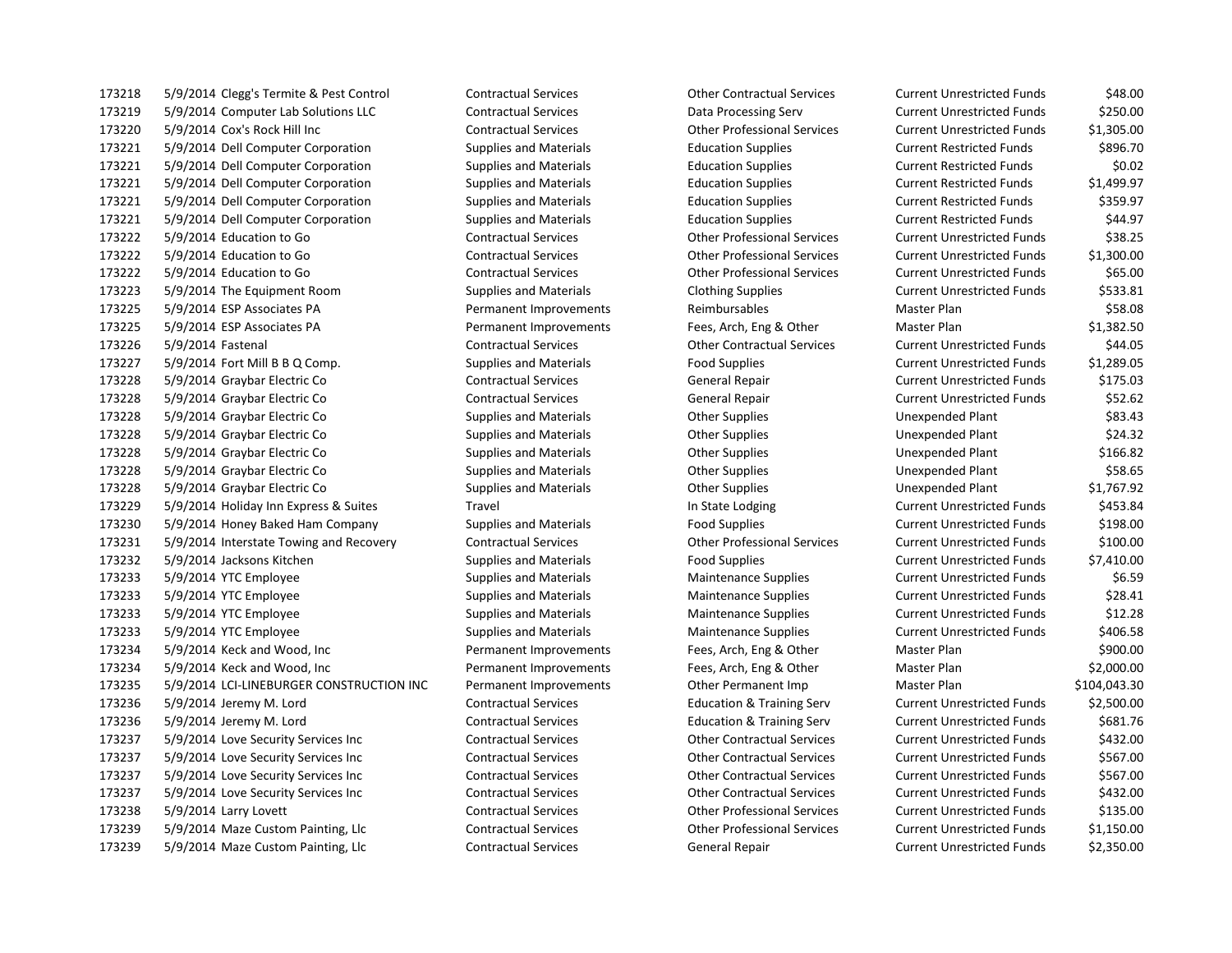| | | | | | | |
|---|---|---|---|---|---|---|
| 173218 | 5/9/2014 | Clegg's Termite & Pest Control | Contractual Services | Other Contractual Services | Current Unrestricted Funds | $48.00 |
| 173219 | 5/9/2014 | Computer Lab Solutions LLC | Contractual Services | Data Processing Serv | Current Unrestricted Funds | $250.00 |
| 173220 | 5/9/2014 | Cox's Rock Hill Inc | Contractual Services | Other Professional Services | Current Unrestricted Funds | $1,305.00 |
| 173221 | 5/9/2014 | Dell Computer Corporation | Supplies and Materials | Education Supplies | Current Restricted Funds | $896.70 |
| 173221 | 5/9/2014 | Dell Computer Corporation | Supplies and Materials | Education Supplies | Current Restricted Funds | $0.02 |
| 173221 | 5/9/2014 | Dell Computer Corporation | Supplies and Materials | Education Supplies | Current Restricted Funds | $1,499.97 |
| 173221 | 5/9/2014 | Dell Computer Corporation | Supplies and Materials | Education Supplies | Current Restricted Funds | $359.97 |
| 173221 | 5/9/2014 | Dell Computer Corporation | Supplies and Materials | Education Supplies | Current Restricted Funds | $44.97 |
| 173222 | 5/9/2014 | Education to Go | Contractual Services | Other Professional Services | Current Unrestricted Funds | $38.25 |
| 173222 | 5/9/2014 | Education to Go | Contractual Services | Other Professional Services | Current Unrestricted Funds | $1,300.00 |
| 173222 | 5/9/2014 | Education to Go | Contractual Services | Other Professional Services | Current Unrestricted Funds | $65.00 |
| 173223 | 5/9/2014 | The Equipment Room | Supplies and Materials | Clothing Supplies | Current Unrestricted Funds | $533.81 |
| 173225 | 5/9/2014 | ESP Associates PA | Permanent Improvements | Reimbursables | Master Plan | $58.08 |
| 173225 | 5/9/2014 | ESP Associates PA | Permanent Improvements | Fees, Arch, Eng & Other | Master Plan | $1,382.50 |
| 173226 | 5/9/2014 | Fastenal | Contractual Services | Other Contractual Services | Current Unrestricted Funds | $44.05 |
| 173227 | 5/9/2014 | Fort Mill B B Q Comp. | Supplies and Materials | Food Supplies | Current Unrestricted Funds | $1,289.05 |
| 173228 | 5/9/2014 | Graybar Electric Co | Contractual Services | General Repair | Current Unrestricted Funds | $175.03 |
| 173228 | 5/9/2014 | Graybar Electric Co | Contractual Services | General Repair | Current Unrestricted Funds | $52.62 |
| 173228 | 5/9/2014 | Graybar Electric Co | Supplies and Materials | Other Supplies | Unexpended Plant | $83.43 |
| 173228 | 5/9/2014 | Graybar Electric Co | Supplies and Materials | Other Supplies | Unexpended Plant | $24.32 |
| 173228 | 5/9/2014 | Graybar Electric Co | Supplies and Materials | Other Supplies | Unexpended Plant | $166.82 |
| 173228 | 5/9/2014 | Graybar Electric Co | Supplies and Materials | Other Supplies | Unexpended Plant | $58.65 |
| 173228 | 5/9/2014 | Graybar Electric Co | Supplies and Materials | Other Supplies | Unexpended Plant | $1,767.92 |
| 173229 | 5/9/2014 | Holiday Inn Express & Suites | Travel | In State Lodging | Current Unrestricted Funds | $453.84 |
| 173230 | 5/9/2014 | Honey Baked Ham Company | Supplies and Materials | Food Supplies | Current Unrestricted Funds | $198.00 |
| 173231 | 5/9/2014 | Interstate Towing and Recovery | Contractual Services | Other Professional Services | Current Unrestricted Funds | $100.00 |
| 173232 | 5/9/2014 | Jacksons Kitchen | Supplies and Materials | Food Supplies | Current Unrestricted Funds | $7,410.00 |
| 173233 | 5/9/2014 | YTC Employee | Supplies and Materials | Maintenance Supplies | Current Unrestricted Funds | $6.59 |
| 173233 | 5/9/2014 | YTC Employee | Supplies and Materials | Maintenance Supplies | Current Unrestricted Funds | $28.41 |
| 173233 | 5/9/2014 | YTC Employee | Supplies and Materials | Maintenance Supplies | Current Unrestricted Funds | $12.28 |
| 173233 | 5/9/2014 | YTC Employee | Supplies and Materials | Maintenance Supplies | Current Unrestricted Funds | $406.58 |
| 173234 | 5/9/2014 | Keck and Wood, Inc | Permanent Improvements | Fees, Arch, Eng & Other | Master Plan | $900.00 |
| 173234 | 5/9/2014 | Keck and Wood, Inc | Permanent Improvements | Fees, Arch, Eng & Other | Master Plan | $2,000.00 |
| 173235 | 5/9/2014 | LCI-LINEBURGER CONSTRUCTION INC | Permanent Improvements | Other Permanent Imp | Master Plan | $104,043.30 |
| 173236 | 5/9/2014 | Jeremy M. Lord | Contractual Services | Education & Training Serv | Current Unrestricted Funds | $2,500.00 |
| 173236 | 5/9/2014 | Jeremy M. Lord | Contractual Services | Education & Training Serv | Current Unrestricted Funds | $681.76 |
| 173237 | 5/9/2014 | Love Security Services Inc | Contractual Services | Other Contractual Services | Current Unrestricted Funds | $432.00 |
| 173237 | 5/9/2014 | Love Security Services Inc | Contractual Services | Other Contractual Services | Current Unrestricted Funds | $567.00 |
| 173237 | 5/9/2014 | Love Security Services Inc | Contractual Services | Other Contractual Services | Current Unrestricted Funds | $567.00 |
| 173237 | 5/9/2014 | Love Security Services Inc | Contractual Services | Other Contractual Services | Current Unrestricted Funds | $432.00 |
| 173238 | 5/9/2014 | Larry Lovett | Contractual Services | Other Professional Services | Current Unrestricted Funds | $135.00 |
| 173239 | 5/9/2014 | Maze Custom Painting, Llc | Contractual Services | Other Professional Services | Current Unrestricted Funds | $1,150.00 |
| 173239 | 5/9/2014 | Maze Custom Painting, Llc | Contractual Services | General Repair | Current Unrestricted Funds | $2,350.00 |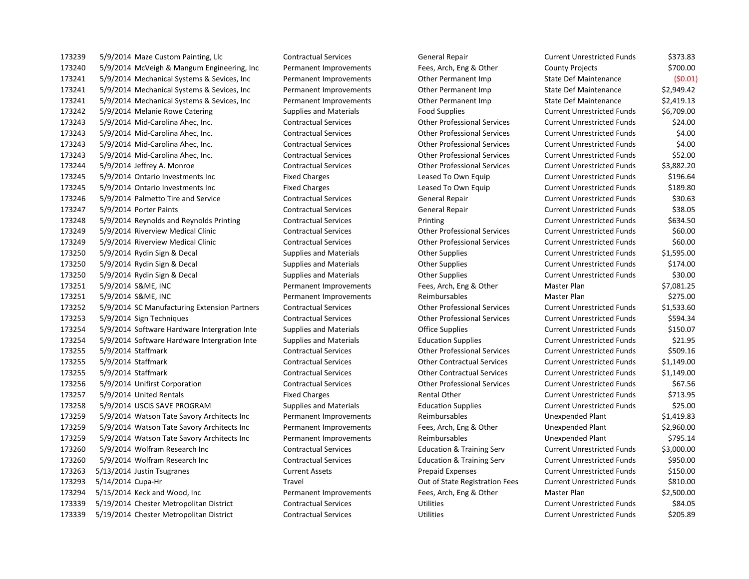| | | | | | | |
|---|---|---|---|---|---|---|
| 173239 | 5/9/2014 | Maze Custom Painting, Llc | Contractual Services | General Repair | Current Unrestricted Funds | $373.83 |
| 173240 | 5/9/2014 | McVeigh & Mangum Engineering, Inc | Permanent Improvements | Fees, Arch, Eng & Other | County Projects | $700.00 |
| 173241 | 5/9/2014 | Mechanical Systems & Sevices, Inc | Permanent Improvements | Other Permanent Imp | State Def Maintenance | ($0.01) |
| 173241 | 5/9/2014 | Mechanical Systems & Sevices, Inc | Permanent Improvements | Other Permanent Imp | State Def Maintenance | $2,949.42 |
| 173241 | 5/9/2014 | Mechanical Systems & Sevices, Inc | Permanent Improvements | Other Permanent Imp | State Def Maintenance | $2,419.13 |
| 173242 | 5/9/2014 | Melanie Rowe Catering | Supplies and Materials | Food Supplies | Current Unrestricted Funds | $6,709.00 |
| 173243 | 5/9/2014 | Mid-Carolina Ahec, Inc. | Contractual Services | Other Professional Services | Current Unrestricted Funds | $24.00 |
| 173243 | 5/9/2014 | Mid-Carolina Ahec, Inc. | Contractual Services | Other Professional Services | Current Unrestricted Funds | $4.00 |
| 173243 | 5/9/2014 | Mid-Carolina Ahec, Inc. | Contractual Services | Other Professional Services | Current Unrestricted Funds | $4.00 |
| 173243 | 5/9/2014 | Mid-Carolina Ahec, Inc. | Contractual Services | Other Professional Services | Current Unrestricted Funds | $52.00 |
| 173244 | 5/9/2014 | Jeffrey A. Monroe | Contractual Services | Other Professional Services | Current Unrestricted Funds | $3,882.20 |
| 173245 | 5/9/2014 | Ontario Investments Inc | Fixed Charges | Leased To Own Equip | Current Unrestricted Funds | $196.64 |
| 173245 | 5/9/2014 | Ontario Investments Inc | Fixed Charges | Leased To Own Equip | Current Unrestricted Funds | $189.80 |
| 173246 | 5/9/2014 | Palmetto Tire and Service | Contractual Services | General Repair | Current Unrestricted Funds | $30.63 |
| 173247 | 5/9/2014 | Porter Paints | Contractual Services | General Repair | Current Unrestricted Funds | $38.05 |
| 173248 | 5/9/2014 | Reynolds and Reynolds Printing | Contractual Services | Printing | Current Unrestricted Funds | $634.50 |
| 173249 | 5/9/2014 | Riverview Medical Clinic | Contractual Services | Other Professional Services | Current Unrestricted Funds | $60.00 |
| 173249 | 5/9/2014 | Riverview Medical Clinic | Contractual Services | Other Professional Services | Current Unrestricted Funds | $60.00 |
| 173250 | 5/9/2014 | Rydin Sign & Decal | Supplies and Materials | Other Supplies | Current Unrestricted Funds | $1,595.00 |
| 173250 | 5/9/2014 | Rydin Sign & Decal | Supplies and Materials | Other Supplies | Current Unrestricted Funds | $174.00 |
| 173250 | 5/9/2014 | Rydin Sign & Decal | Supplies and Materials | Other Supplies | Current Unrestricted Funds | $30.00 |
| 173251 | 5/9/2014 | S&ME, INC | Permanent Improvements | Fees, Arch, Eng & Other | Master Plan | $7,081.25 |
| 173251 | 5/9/2014 | S&ME, INC | Permanent Improvements | Reimbursables | Master Plan | $275.00 |
| 173252 | 5/9/2014 | SC Manufacturing Extension Partners | Contractual Services | Other Professional Services | Current Unrestricted Funds | $1,533.60 |
| 173253 | 5/9/2014 | Sign Techniques | Contractual Services | Other Professional Services | Current Unrestricted Funds | $594.34 |
| 173254 | 5/9/2014 | Software Hardware Intergration Inte | Supplies and Materials | Office Supplies | Current Unrestricted Funds | $150.07 |
| 173254 | 5/9/2014 | Software Hardware Intergration Inte | Supplies and Materials | Education Supplies | Current Unrestricted Funds | $21.95 |
| 173255 | 5/9/2014 | Staffmark | Contractual Services | Other Professional Services | Current Unrestricted Funds | $509.16 |
| 173255 | 5/9/2014 | Staffmark | Contractual Services | Other Contractual Services | Current Unrestricted Funds | $1,149.00 |
| 173255 | 5/9/2014 | Staffmark | Contractual Services | Other Contractual Services | Current Unrestricted Funds | $1,149.00 |
| 173256 | 5/9/2014 | Unifirst Corporation | Contractual Services | Other Professional Services | Current Unrestricted Funds | $67.56 |
| 173257 | 5/9/2014 | United Rentals | Fixed Charges | Rental Other | Current Unrestricted Funds | $713.95 |
| 173258 | 5/9/2014 | USCIS SAVE PROGRAM | Supplies and Materials | Education Supplies | Current Unrestricted Funds | $25.00 |
| 173259 | 5/9/2014 | Watson Tate Savory Architects Inc | Permanent Improvements | Reimbursables | Unexpended Plant | $1,419.83 |
| 173259 | 5/9/2014 | Watson Tate Savory Architects Inc | Permanent Improvements | Fees, Arch, Eng & Other | Unexpended Plant | $2,960.00 |
| 173259 | 5/9/2014 | Watson Tate Savory Architects Inc | Permanent Improvements | Reimbursables | Unexpended Plant | $795.14 |
| 173260 | 5/9/2014 | Wolfram Research Inc | Contractual Services | Education & Training Serv | Current Unrestricted Funds | $3,000.00 |
| 173260 | 5/9/2014 | Wolfram Research Inc | Contractual Services | Education & Training Serv | Current Unrestricted Funds | $950.00 |
| 173263 | 5/13/2014 | Justin Tsugranes | Current Assets | Prepaid Expenses | Current Unrestricted Funds | $150.00 |
| 173293 | 5/14/2014 | Cupa-Hr | Travel | Out of State Registration Fees | Current Unrestricted Funds | $810.00 |
| 173294 | 5/15/2014 | Keck and Wood, Inc | Permanent Improvements | Fees, Arch, Eng & Other | Master Plan | $2,500.00 |
| 173339 | 5/19/2014 | Chester Metropolitan District | Contractual Services | Utilities | Current Unrestricted Funds | $84.05 |
| 173339 | 5/19/2014 | Chester Metropolitan District | Contractual Services | Utilities | Current Unrestricted Funds | $205.89 |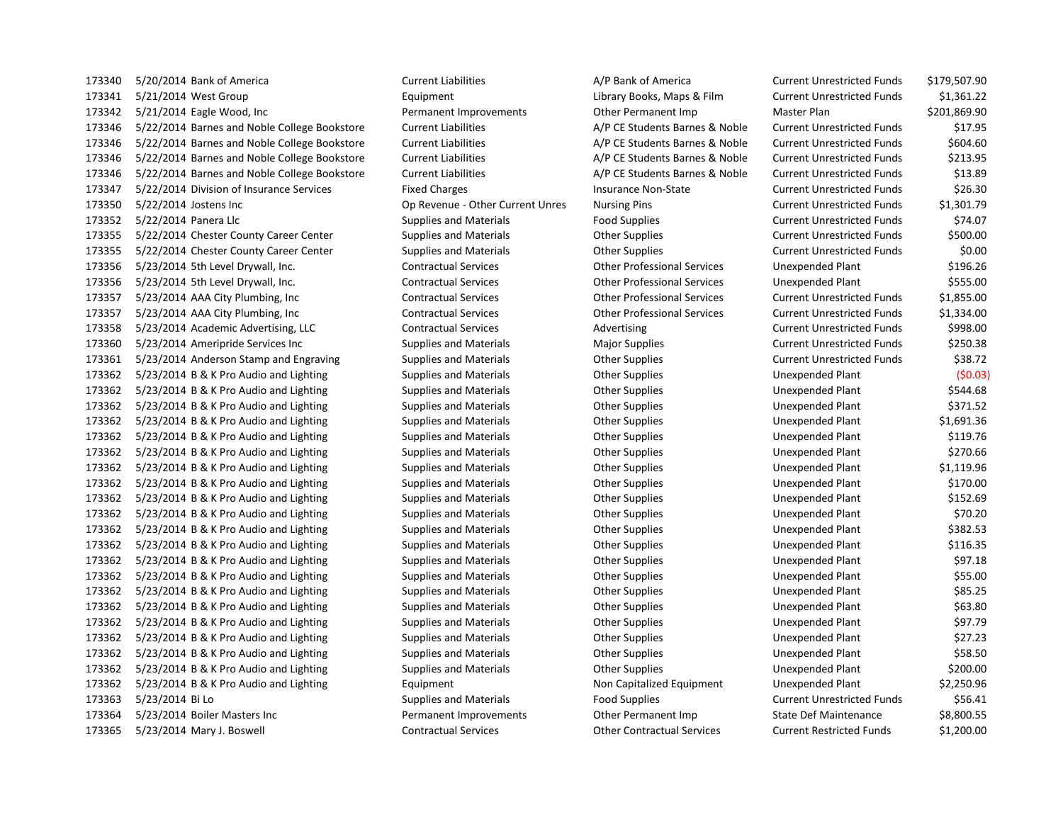| | | | | | | |
|---|---|---|---|---|---|---|
| 173340 | 5/20/2014 | Bank of America | Current Liabilities | A/P Bank of America | Current Unrestricted Funds | $179,507.90 |
| 173341 | 5/21/2014 | West Group | Equipment | Library Books, Maps & Film | Current Unrestricted Funds | $1,361.22 |
| 173342 | 5/21/2014 | Eagle Wood, Inc | Permanent Improvements | Other Permanent Imp | Master Plan | $201,869.90 |
| 173346 | 5/22/2014 | Barnes and Noble College Bookstore | Current Liabilities | A/P CE Students Barnes & Noble | Current Unrestricted Funds | $17.95 |
| 173346 | 5/22/2014 | Barnes and Noble College Bookstore | Current Liabilities | A/P CE Students Barnes & Noble | Current Unrestricted Funds | $604.60 |
| 173346 | 5/22/2014 | Barnes and Noble College Bookstore | Current Liabilities | A/P CE Students Barnes & Noble | Current Unrestricted Funds | $213.95 |
| 173346 | 5/22/2014 | Barnes and Noble College Bookstore | Current Liabilities | A/P CE Students Barnes & Noble | Current Unrestricted Funds | $13.89 |
| 173347 | 5/22/2014 | Division of Insurance Services | Fixed Charges | Insurance Non-State | Current Unrestricted Funds | $26.30 |
| 173350 | 5/22/2014 | Jostens Inc | Op Revenue - Other Current Unres | Nursing Pins | Current Unrestricted Funds | $1,301.79 |
| 173352 | 5/22/2014 | Panera Llc | Supplies and Materials | Food Supplies | Current Unrestricted Funds | $74.07 |
| 173355 | 5/22/2014 | Chester County Career Center | Supplies and Materials | Other Supplies | Current Unrestricted Funds | $500.00 |
| 173355 | 5/22/2014 | Chester County Career Center | Supplies and Materials | Other Supplies | Current Unrestricted Funds | $0.00 |
| 173356 | 5/23/2014 | 5th Level Drywall, Inc. | Contractual Services | Other Professional Services | Unexpended Plant | $196.26 |
| 173356 | 5/23/2014 | 5th Level Drywall, Inc. | Contractual Services | Other Professional Services | Unexpended Plant | $555.00 |
| 173357 | 5/23/2014 | AAA City Plumbing, Inc | Contractual Services | Other Professional Services | Current Unrestricted Funds | $1,855.00 |
| 173357 | 5/23/2014 | AAA City Plumbing, Inc | Contractual Services | Other Professional Services | Current Unrestricted Funds | $1,334.00 |
| 173358 | 5/23/2014 | Academic Advertising, LLC | Contractual Services | Advertising | Current Unrestricted Funds | $998.00 |
| 173360 | 5/23/2014 | Ameripride Services Inc | Supplies and Materials | Major Supplies | Current Unrestricted Funds | $250.38 |
| 173361 | 5/23/2014 | Anderson Stamp and Engraving | Supplies and Materials | Other Supplies | Current Unrestricted Funds | $38.72 |
| 173362 | 5/23/2014 | B & K Pro Audio and Lighting | Supplies and Materials | Other Supplies | Unexpended Plant | ($0.03) |
| 173362 | 5/23/2014 | B & K Pro Audio and Lighting | Supplies and Materials | Other Supplies | Unexpended Plant | $544.68 |
| 173362 | 5/23/2014 | B & K Pro Audio and Lighting | Supplies and Materials | Other Supplies | Unexpended Plant | $371.52 |
| 173362 | 5/23/2014 | B & K Pro Audio and Lighting | Supplies and Materials | Other Supplies | Unexpended Plant | $1,691.36 |
| 173362 | 5/23/2014 | B & K Pro Audio and Lighting | Supplies and Materials | Other Supplies | Unexpended Plant | $119.76 |
| 173362 | 5/23/2014 | B & K Pro Audio and Lighting | Supplies and Materials | Other Supplies | Unexpended Plant | $270.66 |
| 173362 | 5/23/2014 | B & K Pro Audio and Lighting | Supplies and Materials | Other Supplies | Unexpended Plant | $1,119.96 |
| 173362 | 5/23/2014 | B & K Pro Audio and Lighting | Supplies and Materials | Other Supplies | Unexpended Plant | $170.00 |
| 173362 | 5/23/2014 | B & K Pro Audio and Lighting | Supplies and Materials | Other Supplies | Unexpended Plant | $152.69 |
| 173362 | 5/23/2014 | B & K Pro Audio and Lighting | Supplies and Materials | Other Supplies | Unexpended Plant | $70.20 |
| 173362 | 5/23/2014 | B & K Pro Audio and Lighting | Supplies and Materials | Other Supplies | Unexpended Plant | $382.53 |
| 173362 | 5/23/2014 | B & K Pro Audio and Lighting | Supplies and Materials | Other Supplies | Unexpended Plant | $116.35 |
| 173362 | 5/23/2014 | B & K Pro Audio and Lighting | Supplies and Materials | Other Supplies | Unexpended Plant | $97.18 |
| 173362 | 5/23/2014 | B & K Pro Audio and Lighting | Supplies and Materials | Other Supplies | Unexpended Plant | $55.00 |
| 173362 | 5/23/2014 | B & K Pro Audio and Lighting | Supplies and Materials | Other Supplies | Unexpended Plant | $85.25 |
| 173362 | 5/23/2014 | B & K Pro Audio and Lighting | Supplies and Materials | Other Supplies | Unexpended Plant | $63.80 |
| 173362 | 5/23/2014 | B & K Pro Audio and Lighting | Supplies and Materials | Other Supplies | Unexpended Plant | $97.79 |
| 173362 | 5/23/2014 | B & K Pro Audio and Lighting | Supplies and Materials | Other Supplies | Unexpended Plant | $27.23 |
| 173362 | 5/23/2014 | B & K Pro Audio and Lighting | Supplies and Materials | Other Supplies | Unexpended Plant | $58.50 |
| 173362 | 5/23/2014 | B & K Pro Audio and Lighting | Supplies and Materials | Other Supplies | Unexpended Plant | $200.00 |
| 173362 | 5/23/2014 | B & K Pro Audio and Lighting | Equipment | Non Capitalized Equipment | Unexpended Plant | $2,250.96 |
| 173363 | 5/23/2014 | Bi Lo | Supplies and Materials | Food Supplies | Current Unrestricted Funds | $56.41 |
| 173364 | 5/23/2014 | Boiler Masters Inc | Permanent Improvements | Other Permanent Imp | State Def Maintenance | $8,800.55 |
| 173365 | 5/23/2014 | Mary J. Boswell | Contractual Services | Other Contractual Services | Current Restricted Funds | $1,200.00 |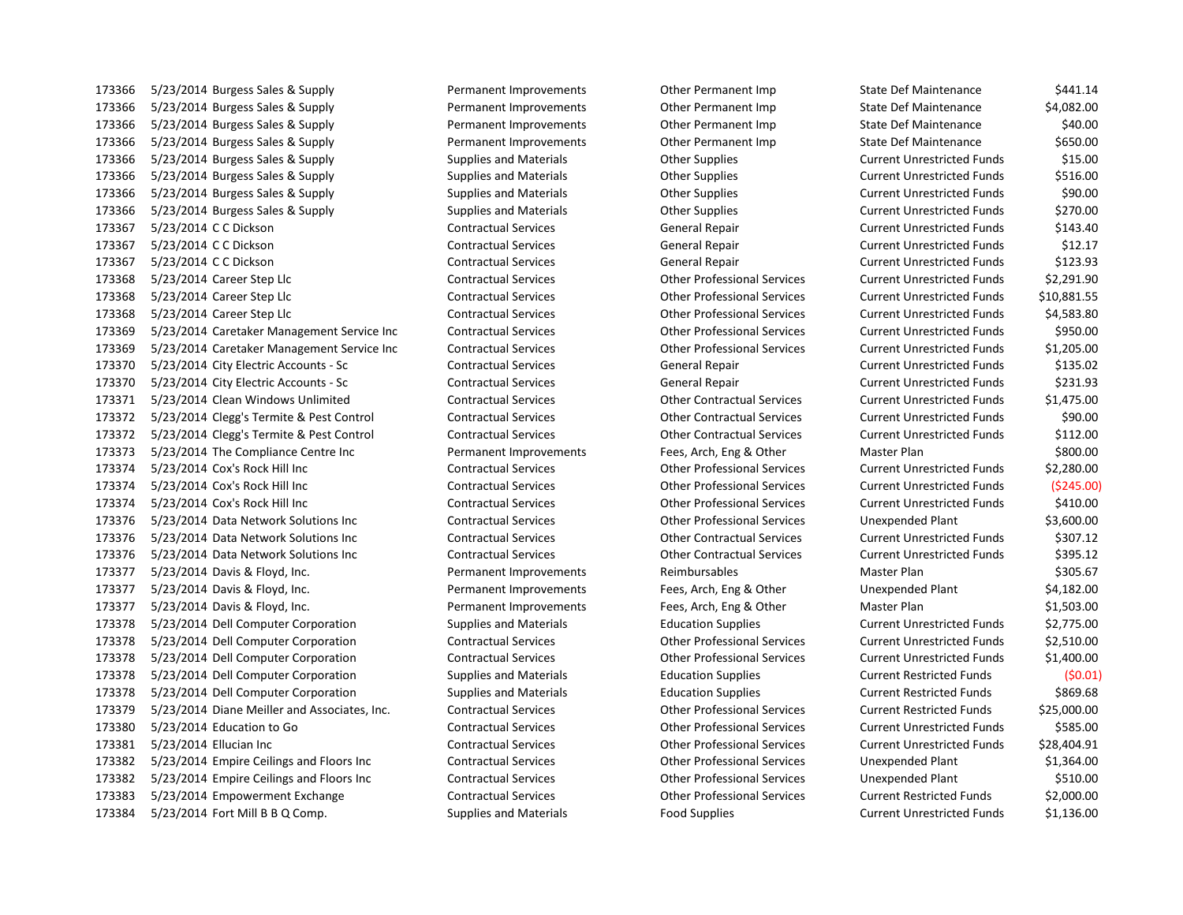| | | | | | | |
|---|---|---|---|---|---|---|
| 173366 | 5/23/2014 | Burgess Sales & Supply | Permanent Improvements | Other Permanent Imp | State Def Maintenance | $441.14 |
| 173366 | 5/23/2014 | Burgess Sales & Supply | Permanent Improvements | Other Permanent Imp | State Def Maintenance | $4,082.00 |
| 173366 | 5/23/2014 | Burgess Sales & Supply | Permanent Improvements | Other Permanent Imp | State Def Maintenance | $40.00 |
| 173366 | 5/23/2014 | Burgess Sales & Supply | Permanent Improvements | Other Permanent Imp | State Def Maintenance | $650.00 |
| 173366 | 5/23/2014 | Burgess Sales & Supply | Supplies and Materials | Other Supplies | Current Unrestricted Funds | $15.00 |
| 173366 | 5/23/2014 | Burgess Sales & Supply | Supplies and Materials | Other Supplies | Current Unrestricted Funds | $516.00 |
| 173366 | 5/23/2014 | Burgess Sales & Supply | Supplies and Materials | Other Supplies | Current Unrestricted Funds | $90.00 |
| 173366 | 5/23/2014 | Burgess Sales & Supply | Supplies and Materials | Other Supplies | Current Unrestricted Funds | $270.00 |
| 173367 | 5/23/2014 | C C Dickson | Contractual Services | General Repair | Current Unrestricted Funds | $143.40 |
| 173367 | 5/23/2014 | C C Dickson | Contractual Services | General Repair | Current Unrestricted Funds | $12.17 |
| 173367 | 5/23/2014 | C C Dickson | Contractual Services | General Repair | Current Unrestricted Funds | $123.93 |
| 173368 | 5/23/2014 | Career Step Llc | Contractual Services | Other Professional Services | Current Unrestricted Funds | $2,291.90 |
| 173368 | 5/23/2014 | Career Step Llc | Contractual Services | Other Professional Services | Current Unrestricted Funds | $10,881.55 |
| 173368 | 5/23/2014 | Career Step Llc | Contractual Services | Other Professional Services | Current Unrestricted Funds | $4,583.80 |
| 173369 | 5/23/2014 | Caretaker Management Service Inc | Contractual Services | Other Professional Services | Current Unrestricted Funds | $950.00 |
| 173369 | 5/23/2014 | Caretaker Management Service Inc | Contractual Services | Other Professional Services | Current Unrestricted Funds | $1,205.00 |
| 173370 | 5/23/2014 | City Electric Accounts - Sc | Contractual Services | General Repair | Current Unrestricted Funds | $135.02 |
| 173370 | 5/23/2014 | City Electric Accounts - Sc | Contractual Services | General Repair | Current Unrestricted Funds | $231.93 |
| 173371 | 5/23/2014 | Clean Windows Unlimited | Contractual Services | Other Contractual Services | Current Unrestricted Funds | $1,475.00 |
| 173372 | 5/23/2014 | Clegg's Termite & Pest Control | Contractual Services | Other Contractual Services | Current Unrestricted Funds | $90.00 |
| 173372 | 5/23/2014 | Clegg's Termite & Pest Control | Contractual Services | Other Contractual Services | Current Unrestricted Funds | $112.00 |
| 173373 | 5/23/2014 | The Compliance Centre Inc | Permanent Improvements | Fees, Arch, Eng & Other | Master Plan | $800.00 |
| 173374 | 5/23/2014 | Cox's Rock Hill Inc | Contractual Services | Other Professional Services | Current Unrestricted Funds | $2,280.00 |
| 173374 | 5/23/2014 | Cox's Rock Hill Inc | Contractual Services | Other Professional Services | Current Unrestricted Funds | ($245.00) |
| 173374 | 5/23/2014 | Cox's Rock Hill Inc | Contractual Services | Other Professional Services | Current Unrestricted Funds | $410.00 |
| 173376 | 5/23/2014 | Data Network Solutions Inc | Contractual Services | Other Professional Services | Unexpended Plant | $3,600.00 |
| 173376 | 5/23/2014 | Data Network Solutions Inc | Contractual Services | Other Contractual Services | Current Unrestricted Funds | $307.12 |
| 173376 | 5/23/2014 | Data Network Solutions Inc | Contractual Services | Other Contractual Services | Current Unrestricted Funds | $395.12 |
| 173377 | 5/23/2014 | Davis & Floyd, Inc. | Permanent Improvements | Reimbursables | Master Plan | $305.67 |
| 173377 | 5/23/2014 | Davis & Floyd, Inc. | Permanent Improvements | Fees, Arch, Eng & Other | Unexpended Plant | $4,182.00 |
| 173377 | 5/23/2014 | Davis & Floyd, Inc. | Permanent Improvements | Fees, Arch, Eng & Other | Master Plan | $1,503.00 |
| 173378 | 5/23/2014 | Dell Computer Corporation | Supplies and Materials | Education Supplies | Current Unrestricted Funds | $2,775.00 |
| 173378 | 5/23/2014 | Dell Computer Corporation | Contractual Services | Other Professional Services | Current Unrestricted Funds | $2,510.00 |
| 173378 | 5/23/2014 | Dell Computer Corporation | Contractual Services | Other Professional Services | Current Unrestricted Funds | $1,400.00 |
| 173378 | 5/23/2014 | Dell Computer Corporation | Supplies and Materials | Education Supplies | Current Restricted Funds | ($0.01) |
| 173378 | 5/23/2014 | Dell Computer Corporation | Supplies and Materials | Education Supplies | Current Restricted Funds | $869.68 |
| 173379 | 5/23/2014 | Diane Meiller and Associates, Inc. | Contractual Services | Other Professional Services | Current Restricted Funds | $25,000.00 |
| 173380 | 5/23/2014 | Education to Go | Contractual Services | Other Professional Services | Current Unrestricted Funds | $585.00 |
| 173381 | 5/23/2014 | Ellucian Inc | Contractual Services | Other Professional Services | Current Unrestricted Funds | $28,404.91 |
| 173382 | 5/23/2014 | Empire Ceilings and Floors Inc | Contractual Services | Other Professional Services | Unexpended Plant | $1,364.00 |
| 173382 | 5/23/2014 | Empire Ceilings and Floors Inc | Contractual Services | Other Professional Services | Unexpended Plant | $510.00 |
| 173383 | 5/23/2014 | Empowerment Exchange | Contractual Services | Other Professional Services | Current Restricted Funds | $2,000.00 |
| 173384 | 5/23/2014 | Fort Mill B B Q Comp. | Supplies and Materials | Food Supplies | Current Unrestricted Funds | $1,136.00 |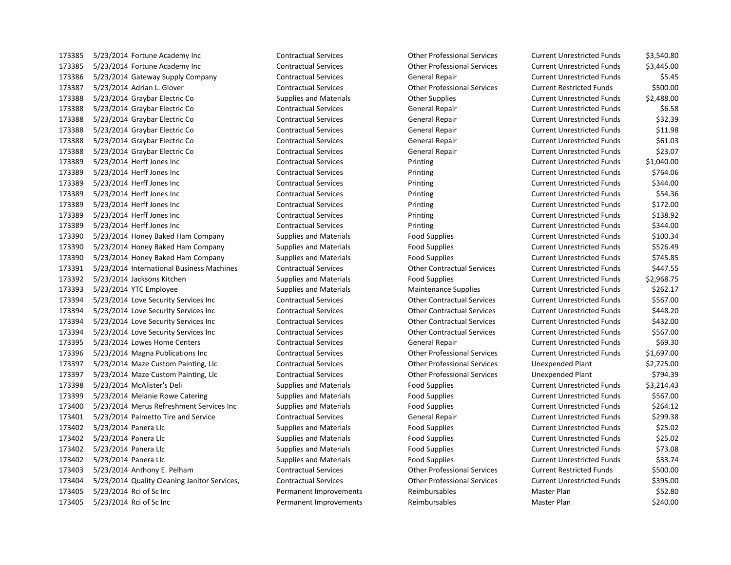| | | | | | | |
|---|---|---|---|---|---|---|
| 173385 | 5/23/2014 | Fortune Academy Inc | Contractual Services | Other Professional Services | Current Unrestricted Funds | $3,540.80 |
| 173385 | 5/23/2014 | Fortune Academy Inc | Contractual Services | Other Professional Services | Current Unrestricted Funds | $3,445.00 |
| 173386 | 5/23/2014 | Gateway Supply Company | Contractual Services | General Repair | Current Unrestricted Funds | $5.45 |
| 173387 | 5/23/2014 | Adrian L. Glover | Contractual Services | Other Professional Services | Current Restricted Funds | $500.00 |
| 173388 | 5/23/2014 | Graybar Electric Co | Supplies and Materials | Other Supplies | Current Unrestricted Funds | $2,488.00 |
| 173388 | 5/23/2014 | Graybar Electric Co | Contractual Services | General Repair | Current Unrestricted Funds | $6.58 |
| 173388 | 5/23/2014 | Graybar Electric Co | Contractual Services | General Repair | Current Unrestricted Funds | $32.39 |
| 173388 | 5/23/2014 | Graybar Electric Co | Contractual Services | General Repair | Current Unrestricted Funds | $11.98 |
| 173388 | 5/23/2014 | Graybar Electric Co | Contractual Services | General Repair | Current Unrestricted Funds | $61.03 |
| 173388 | 5/23/2014 | Graybar Electric Co | Contractual Services | General Repair | Current Unrestricted Funds | $23.07 |
| 173389 | 5/23/2014 | Herff Jones Inc | Contractual Services | Printing | Current Unrestricted Funds | $1,040.00 |
| 173389 | 5/23/2014 | Herff Jones Inc | Contractual Services | Printing | Current Unrestricted Funds | $764.06 |
| 173389 | 5/23/2014 | Herff Jones Inc | Contractual Services | Printing | Current Unrestricted Funds | $344.00 |
| 173389 | 5/23/2014 | Herff Jones Inc | Contractual Services | Printing | Current Unrestricted Funds | $54.36 |
| 173389 | 5/23/2014 | Herff Jones Inc | Contractual Services | Printing | Current Unrestricted Funds | $172.00 |
| 173389 | 5/23/2014 | Herff Jones Inc | Contractual Services | Printing | Current Unrestricted Funds | $138.92 |
| 173389 | 5/23/2014 | Herff Jones Inc | Contractual Services | Printing | Current Unrestricted Funds | $344.00 |
| 173390 | 5/23/2014 | Honey Baked Ham Company | Supplies and Materials | Food Supplies | Current Unrestricted Funds | $100.34 |
| 173390 | 5/23/2014 | Honey Baked Ham Company | Supplies and Materials | Food Supplies | Current Unrestricted Funds | $526.49 |
| 173390 | 5/23/2014 | Honey Baked Ham Company | Supplies and Materials | Food Supplies | Current Unrestricted Funds | $745.85 |
| 173391 | 5/23/2014 | International Business Machines | Contractual Services | Other Contractual Services | Current Unrestricted Funds | $447.55 |
| 173392 | 5/23/2014 | Jacksons Kitchen | Supplies and Materials | Food Supplies | Current Unrestricted Funds | $2,968.75 |
| 173393 | 5/23/2014 | YTC Employee | Supplies and Materials | Maintenance Supplies | Current Unrestricted Funds | $262.17 |
| 173394 | 5/23/2014 | Love Security Services Inc | Contractual Services | Other Contractual Services | Current Unrestricted Funds | $567.00 |
| 173394 | 5/23/2014 | Love Security Services Inc | Contractual Services | Other Contractual Services | Current Unrestricted Funds | $448.20 |
| 173394 | 5/23/2014 | Love Security Services Inc | Contractual Services | Other Contractual Services | Current Unrestricted Funds | $432.00 |
| 173394 | 5/23/2014 | Love Security Services Inc | Contractual Services | Other Contractual Services | Current Unrestricted Funds | $567.00 |
| 173395 | 5/23/2014 | Lowes Home Centers | Contractual Services | General Repair | Current Unrestricted Funds | $69.30 |
| 173396 | 5/23/2014 | Magna Publications Inc | Contractual Services | Other Professional Services | Current Unrestricted Funds | $1,697.00 |
| 173397 | 5/23/2014 | Maze Custom Painting, Llc | Contractual Services | Other Professional Services | Unexpended Plant | $2,725.00 |
| 173397 | 5/23/2014 | Maze Custom Painting, Llc | Contractual Services | Other Professional Services | Unexpended Plant | $794.39 |
| 173398 | 5/23/2014 | McAlister's Deli | Supplies and Materials | Food Supplies | Current Unrestricted Funds | $3,214.43 |
| 173399 | 5/23/2014 | Melanie Rowe Catering | Supplies and Materials | Food Supplies | Current Unrestricted Funds | $567.00 |
| 173400 | 5/23/2014 | Merus Refreshment Services Inc | Supplies and Materials | Food Supplies | Current Unrestricted Funds | $264.12 |
| 173401 | 5/23/2014 | Palmetto Tire and Service | Contractual Services | General Repair | Current Unrestricted Funds | $299.38 |
| 173402 | 5/23/2014 | Panera Llc | Supplies and Materials | Food Supplies | Current Unrestricted Funds | $25.02 |
| 173402 | 5/23/2014 | Panera Llc | Supplies and Materials | Food Supplies | Current Unrestricted Funds | $25.02 |
| 173402 | 5/23/2014 | Panera Llc | Supplies and Materials | Food Supplies | Current Unrestricted Funds | $73.08 |
| 173402 | 5/23/2014 | Panera Llc | Supplies and Materials | Food Supplies | Current Unrestricted Funds | $33.74 |
| 173403 | 5/23/2014 | Anthony E. Pelham | Contractual Services | Other Professional Services | Current Restricted Funds | $500.00 |
| 173404 | 5/23/2014 | Quality Cleaning Janitor Services, | Contractual Services | Other Professional Services | Current Unrestricted Funds | $395.00 |
| 173405 | 5/23/2014 | Rci of Sc Inc | Permanent Improvements | Reimbursables | Master Plan | $52.80 |
| 173405 | 5/23/2014 | Rci of Sc Inc | Permanent Improvements | Reimbursables | Master Plan | $240.00 |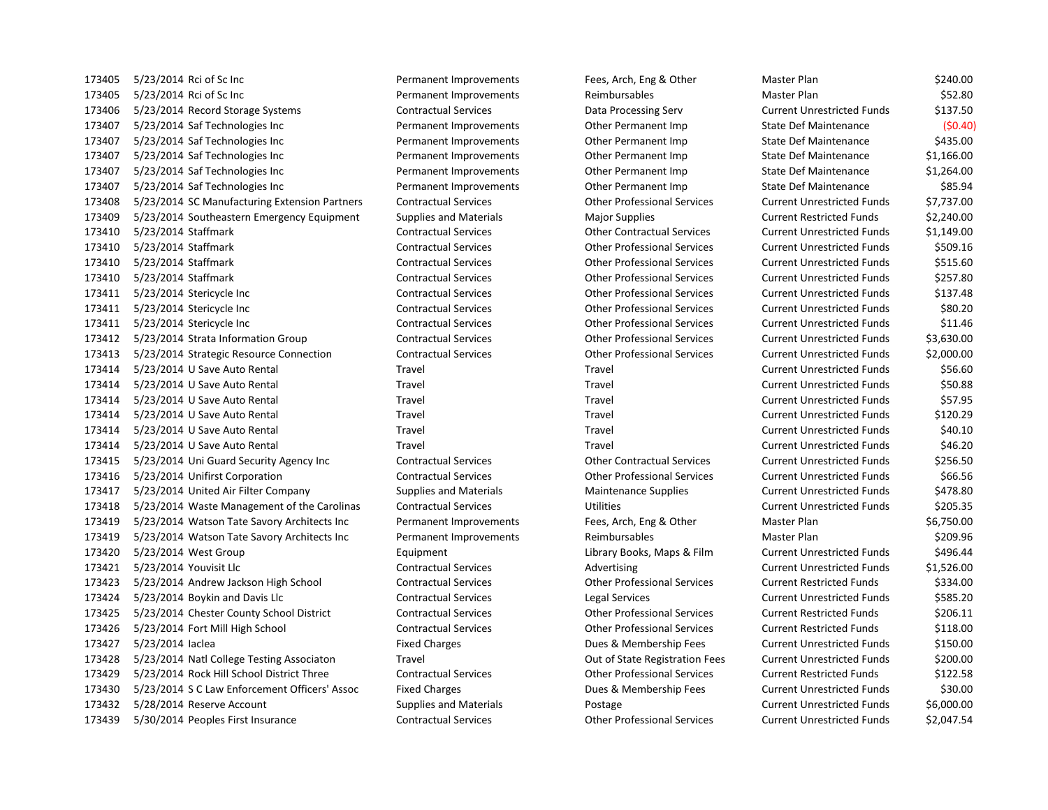| | | | | | | |
|---|---|---|---|---|---|---|
| 173405 | 5/23/2014 | Rci of Sc Inc | Permanent Improvements | Fees, Arch, Eng & Other | Master Plan | $240.00 |
| 173405 | 5/23/2014 | Rci of Sc Inc | Permanent Improvements | Reimbursables | Master Plan | $52.80 |
| 173406 | 5/23/2014 | Record Storage Systems | Contractual Services | Data Processing Serv | Current Unrestricted Funds | $137.50 |
| 173407 | 5/23/2014 | Saf Technologies Inc | Permanent Improvements | Other Permanent Imp | State Def Maintenance | ($0.40) |
| 173407 | 5/23/2014 | Saf Technologies Inc | Permanent Improvements | Other Permanent Imp | State Def Maintenance | $435.00 |
| 173407 | 5/23/2014 | Saf Technologies Inc | Permanent Improvements | Other Permanent Imp | State Def Maintenance | $1,166.00 |
| 173407 | 5/23/2014 | Saf Technologies Inc | Permanent Improvements | Other Permanent Imp | State Def Maintenance | $1,264.00 |
| 173407 | 5/23/2014 | Saf Technologies Inc | Permanent Improvements | Other Permanent Imp | State Def Maintenance | $85.94 |
| 173408 | 5/23/2014 | SC Manufacturing Extension Partners | Contractual Services | Other Professional Services | Current Unrestricted Funds | $7,737.00 |
| 173409 | 5/23/2014 | Southeastern Emergency Equipment | Supplies and Materials | Major Supplies | Current Restricted Funds | $2,240.00 |
| 173410 | 5/23/2014 | Staffmark | Contractual Services | Other Contractual Services | Current Unrestricted Funds | $1,149.00 |
| 173410 | 5/23/2014 | Staffmark | Contractual Services | Other Professional Services | Current Unrestricted Funds | $509.16 |
| 173410 | 5/23/2014 | Staffmark | Contractual Services | Other Professional Services | Current Unrestricted Funds | $515.60 |
| 173410 | 5/23/2014 | Staffmark | Contractual Services | Other Professional Services | Current Unrestricted Funds | $257.80 |
| 173411 | 5/23/2014 | Stericycle Inc | Contractual Services | Other Professional Services | Current Unrestricted Funds | $137.48 |
| 173411 | 5/23/2014 | Stericycle Inc | Contractual Services | Other Professional Services | Current Unrestricted Funds | $80.20 |
| 173411 | 5/23/2014 | Stericycle Inc | Contractual Services | Other Professional Services | Current Unrestricted Funds | $11.46 |
| 173412 | 5/23/2014 | Strata Information Group | Contractual Services | Other Professional Services | Current Unrestricted Funds | $3,630.00 |
| 173413 | 5/23/2014 | Strategic Resource Connection | Contractual Services | Other Professional Services | Current Unrestricted Funds | $2,000.00 |
| 173414 | 5/23/2014 | U Save Auto Rental | Travel | Travel | Current Unrestricted Funds | $56.60 |
| 173414 | 5/23/2014 | U Save Auto Rental | Travel | Travel | Current Unrestricted Funds | $50.88 |
| 173414 | 5/23/2014 | U Save Auto Rental | Travel | Travel | Current Unrestricted Funds | $57.95 |
| 173414 | 5/23/2014 | U Save Auto Rental | Travel | Travel | Current Unrestricted Funds | $120.29 |
| 173414 | 5/23/2014 | U Save Auto Rental | Travel | Travel | Current Unrestricted Funds | $40.10 |
| 173414 | 5/23/2014 | U Save Auto Rental | Travel | Travel | Current Unrestricted Funds | $46.20 |
| 173415 | 5/23/2014 | Uni Guard Security Agency Inc | Contractual Services | Other Contractual Services | Current Unrestricted Funds | $256.50 |
| 173416 | 5/23/2014 | Unifirst Corporation | Contractual Services | Other Professional Services | Current Unrestricted Funds | $66.56 |
| 173417 | 5/23/2014 | United Air Filter Company | Supplies and Materials | Maintenance Supplies | Current Unrestricted Funds | $478.80 |
| 173418 | 5/23/2014 | Waste Management of the Carolinas | Contractual Services | Utilities | Current Unrestricted Funds | $205.35 |
| 173419 | 5/23/2014 | Watson Tate Savory Architects Inc | Permanent Improvements | Fees, Arch, Eng & Other | Master Plan | $6,750.00 |
| 173419 | 5/23/2014 | Watson Tate Savory Architects Inc | Permanent Improvements | Reimbursables | Master Plan | $209.96 |
| 173420 | 5/23/2014 | West Group | Equipment | Library Books, Maps & Film | Current Unrestricted Funds | $496.44 |
| 173421 | 5/23/2014 | Youvisit Llc | Contractual Services | Advertising | Current Unrestricted Funds | $1,526.00 |
| 173423 | 5/23/2014 | Andrew Jackson High School | Contractual Services | Other Professional Services | Current Restricted Funds | $334.00 |
| 173424 | 5/23/2014 | Boykin and Davis Llc | Contractual Services | Legal Services | Current Unrestricted Funds | $585.20 |
| 173425 | 5/23/2014 | Chester County School District | Contractual Services | Other Professional Services | Current Restricted Funds | $206.11 |
| 173426 | 5/23/2014 | Fort Mill High School | Contractual Services | Other Professional Services | Current Restricted Funds | $118.00 |
| 173427 | 5/23/2014 | Iaclea | Fixed Charges | Dues & Membership Fees | Current Unrestricted Funds | $150.00 |
| 173428 | 5/23/2014 | Natl College Testing Associaton | Travel | Out of State Registration Fees | Current Unrestricted Funds | $200.00 |
| 173429 | 5/23/2014 | Rock Hill School District Three | Contractual Services | Other Professional Services | Current Restricted Funds | $122.58 |
| 173430 | 5/23/2014 | S C Law Enforcement Officers' Assoc | Fixed Charges | Dues & Membership Fees | Current Unrestricted Funds | $30.00 |
| 173432 | 5/28/2014 | Reserve Account | Supplies and Materials | Postage | Current Unrestricted Funds | $6,000.00 |
| 173439 | 5/30/2014 | Peoples First Insurance | Contractual Services | Other Professional Services | Current Unrestricted Funds | $2,047.54 |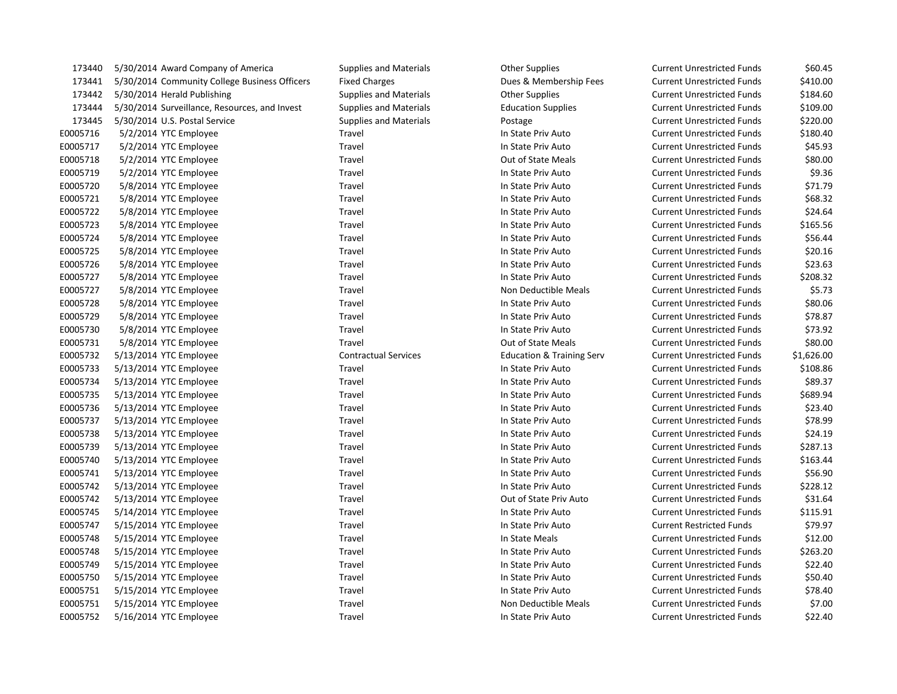| | | | | | | |
|---|---|---|---|---|---|---|
| 173440 | 5/30/2014 | Award Company of America | Supplies and Materials | Other Supplies | Current Unrestricted Funds | $60.45 |
| 173441 | 5/30/2014 | Community College Business Officers | Fixed Charges | Dues & Membership Fees | Current Unrestricted Funds | $410.00 |
| 173442 | 5/30/2014 | Herald Publishing | Supplies and Materials | Other Supplies | Current Unrestricted Funds | $184.60 |
| 173444 | 5/30/2014 | Surveillance, Resources, and Invest | Supplies and Materials | Education Supplies | Current Unrestricted Funds | $109.00 |
| 173445 | 5/30/2014 | U.S. Postal Service | Supplies and Materials | Postage | Current Unrestricted Funds | $220.00 |
| E0005716 | 5/2/2014 | YTC Employee | Travel | In State Priv Auto | Current Unrestricted Funds | $180.40 |
| E0005717 | 5/2/2014 | YTC Employee | Travel | In State Priv Auto | Current Unrestricted Funds | $45.93 |
| E0005718 | 5/2/2014 | YTC Employee | Travel | Out of State Meals | Current Unrestricted Funds | $80.00 |
| E0005719 | 5/2/2014 | YTC Employee | Travel | In State Priv Auto | Current Unrestricted Funds | $9.36 |
| E0005720 | 5/8/2014 | YTC Employee | Travel | In State Priv Auto | Current Unrestricted Funds | $71.79 |
| E0005721 | 5/8/2014 | YTC Employee | Travel | In State Priv Auto | Current Unrestricted Funds | $68.32 |
| E0005722 | 5/8/2014 | YTC Employee | Travel | In State Priv Auto | Current Unrestricted Funds | $24.64 |
| E0005723 | 5/8/2014 | YTC Employee | Travel | In State Priv Auto | Current Unrestricted Funds | $165.56 |
| E0005724 | 5/8/2014 | YTC Employee | Travel | In State Priv Auto | Current Unrestricted Funds | $56.44 |
| E0005725 | 5/8/2014 | YTC Employee | Travel | In State Priv Auto | Current Unrestricted Funds | $20.16 |
| E0005726 | 5/8/2014 | YTC Employee | Travel | In State Priv Auto | Current Unrestricted Funds | $23.63 |
| E0005727 | 5/8/2014 | YTC Employee | Travel | In State Priv Auto | Current Unrestricted Funds | $208.32 |
| E0005727 | 5/8/2014 | YTC Employee | Travel | Non Deductible Meals | Current Unrestricted Funds | $5.73 |
| E0005728 | 5/8/2014 | YTC Employee | Travel | In State Priv Auto | Current Unrestricted Funds | $80.06 |
| E0005729 | 5/8/2014 | YTC Employee | Travel | In State Priv Auto | Current Unrestricted Funds | $78.87 |
| E0005730 | 5/8/2014 | YTC Employee | Travel | In State Priv Auto | Current Unrestricted Funds | $73.92 |
| E0005731 | 5/8/2014 | YTC Employee | Travel | Out of State Meals | Current Unrestricted Funds | $80.00 |
| E0005732 | 5/13/2014 | YTC Employee | Contractual Services | Education & Training Serv | Current Unrestricted Funds | $1,626.00 |
| E0005733 | 5/13/2014 | YTC Employee | Travel | In State Priv Auto | Current Unrestricted Funds | $108.86 |
| E0005734 | 5/13/2014 | YTC Employee | Travel | In State Priv Auto | Current Unrestricted Funds | $89.37 |
| E0005735 | 5/13/2014 | YTC Employee | Travel | In State Priv Auto | Current Unrestricted Funds | $689.94 |
| E0005736 | 5/13/2014 | YTC Employee | Travel | In State Priv Auto | Current Unrestricted Funds | $23.40 |
| E0005737 | 5/13/2014 | YTC Employee | Travel | In State Priv Auto | Current Unrestricted Funds | $78.99 |
| E0005738 | 5/13/2014 | YTC Employee | Travel | In State Priv Auto | Current Unrestricted Funds | $24.19 |
| E0005739 | 5/13/2014 | YTC Employee | Travel | In State Priv Auto | Current Unrestricted Funds | $287.13 |
| E0005740 | 5/13/2014 | YTC Employee | Travel | In State Priv Auto | Current Unrestricted Funds | $163.44 |
| E0005741 | 5/13/2014 | YTC Employee | Travel | In State Priv Auto | Current Unrestricted Funds | $56.90 |
| E0005742 | 5/13/2014 | YTC Employee | Travel | In State Priv Auto | Current Unrestricted Funds | $228.12 |
| E0005742 | 5/13/2014 | YTC Employee | Travel | Out of State Priv Auto | Current Unrestricted Funds | $31.64 |
| E0005745 | 5/14/2014 | YTC Employee | Travel | In State Priv Auto | Current Unrestricted Funds | $115.91 |
| E0005747 | 5/15/2014 | YTC Employee | Travel | In State Priv Auto | Current Restricted Funds | $79.97 |
| E0005748 | 5/15/2014 | YTC Employee | Travel | In State Meals | Current Unrestricted Funds | $12.00 |
| E0005748 | 5/15/2014 | YTC Employee | Travel | In State Priv Auto | Current Unrestricted Funds | $263.20 |
| E0005749 | 5/15/2014 | YTC Employee | Travel | In State Priv Auto | Current Unrestricted Funds | $22.40 |
| E0005750 | 5/15/2014 | YTC Employee | Travel | In State Priv Auto | Current Unrestricted Funds | $50.40 |
| E0005751 | 5/15/2014 | YTC Employee | Travel | In State Priv Auto | Current Unrestricted Funds | $78.40 |
| E0005751 | 5/15/2014 | YTC Employee | Travel | Non Deductible Meals | Current Unrestricted Funds | $7.00 |
| E0005752 | 5/16/2014 | YTC Employee | Travel | In State Priv Auto | Current Unrestricted Funds | $22.40 |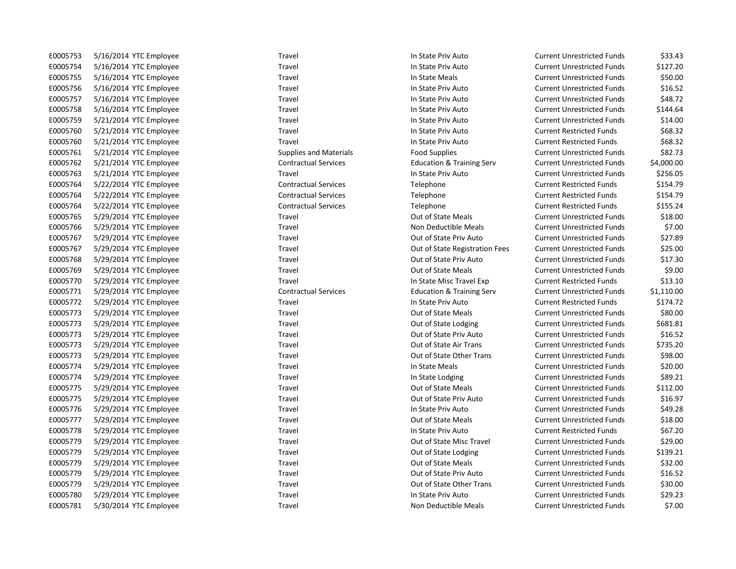| | | | | | | |
|---|---|---|---|---|---|---|
| E0005753 | 5/16/2014 | YTC Employee | Travel | In State Priv Auto | Current Unrestricted Funds | $33.43 |
| E0005754 | 5/16/2014 | YTC Employee | Travel | In State Priv Auto | Current Unrestricted Funds | $127.20 |
| E0005755 | 5/16/2014 | YTC Employee | Travel | In State Meals | Current Unrestricted Funds | $50.00 |
| E0005756 | 5/16/2014 | YTC Employee | Travel | In State Priv Auto | Current Unrestricted Funds | $16.52 |
| E0005757 | 5/16/2014 | YTC Employee | Travel | In State Priv Auto | Current Unrestricted Funds | $48.72 |
| E0005758 | 5/16/2014 | YTC Employee | Travel | In State Priv Auto | Current Unrestricted Funds | $144.64 |
| E0005759 | 5/21/2014 | YTC Employee | Travel | In State Priv Auto | Current Unrestricted Funds | $14.00 |
| E0005760 | 5/21/2014 | YTC Employee | Travel | In State Priv Auto | Current Restricted Funds | $68.32 |
| E0005760 | 5/21/2014 | YTC Employee | Travel | In State Priv Auto | Current Restricted Funds | $68.32 |
| E0005761 | 5/21/2014 | YTC Employee | Supplies and Materials | Food Supplies | Current Unrestricted Funds | $82.73 |
| E0005762 | 5/21/2014 | YTC Employee | Contractual Services | Education & Training Serv | Current Unrestricted Funds | $4,000.00 |
| E0005763 | 5/21/2014 | YTC Employee | Travel | In State Priv Auto | Current Unrestricted Funds | $256.05 |
| E0005764 | 5/22/2014 | YTC Employee | Contractual Services | Telephone | Current Restricted Funds | $154.79 |
| E0005764 | 5/22/2014 | YTC Employee | Contractual Services | Telephone | Current Restricted Funds | $154.79 |
| E0005764 | 5/22/2014 | YTC Employee | Contractual Services | Telephone | Current Restricted Funds | $155.24 |
| E0005765 | 5/29/2014 | YTC Employee | Travel | Out of State Meals | Current Unrestricted Funds | $18.00 |
| E0005766 | 5/29/2014 | YTC Employee | Travel | Non Deductible Meals | Current Unrestricted Funds | $7.00 |
| E0005767 | 5/29/2014 | YTC Employee | Travel | Out of State Priv Auto | Current Unrestricted Funds | $27.89 |
| E0005767 | 5/29/2014 | YTC Employee | Travel | Out of State Registration Fees | Current Unrestricted Funds | $25.00 |
| E0005768 | 5/29/2014 | YTC Employee | Travel | Out of State Priv Auto | Current Unrestricted Funds | $17.30 |
| E0005769 | 5/29/2014 | YTC Employee | Travel | Out of State Meals | Current Unrestricted Funds | $9.00 |
| E0005770 | 5/29/2014 | YTC Employee | Travel | In State Misc Travel Exp | Current Restricted Funds | $13.10 |
| E0005771 | 5/29/2014 | YTC Employee | Contractual Services | Education & Training Serv | Current Unrestricted Funds | $1,110.00 |
| E0005772 | 5/29/2014 | YTC Employee | Travel | In State Priv Auto | Current Restricted Funds | $174.72 |
| E0005773 | 5/29/2014 | YTC Employee | Travel | Out of State Meals | Current Unrestricted Funds | $80.00 |
| E0005773 | 5/29/2014 | YTC Employee | Travel | Out of State Lodging | Current Unrestricted Funds | $681.81 |
| E0005773 | 5/29/2014 | YTC Employee | Travel | Out of State Priv Auto | Current Unrestricted Funds | $16.52 |
| E0005773 | 5/29/2014 | YTC Employee | Travel | Out of State Air Trans | Current Unrestricted Funds | $735.20 |
| E0005773 | 5/29/2014 | YTC Employee | Travel | Out of State Other Trans | Current Unrestricted Funds | $98.00 |
| E0005774 | 5/29/2014 | YTC Employee | Travel | In State Meals | Current Unrestricted Funds | $20.00 |
| E0005774 | 5/29/2014 | YTC Employee | Travel | In State Lodging | Current Unrestricted Funds | $89.21 |
| E0005775 | 5/29/2014 | YTC Employee | Travel | Out of State Meals | Current Unrestricted Funds | $112.00 |
| E0005775 | 5/29/2014 | YTC Employee | Travel | Out of State Priv Auto | Current Unrestricted Funds | $16.97 |
| E0005776 | 5/29/2014 | YTC Employee | Travel | In State Priv Auto | Current Unrestricted Funds | $49.28 |
| E0005777 | 5/29/2014 | YTC Employee | Travel | Out of State Meals | Current Unrestricted Funds | $18.00 |
| E0005778 | 5/29/2014 | YTC Employee | Travel | In State Priv Auto | Current Restricted Funds | $67.20 |
| E0005779 | 5/29/2014 | YTC Employee | Travel | Out of State Misc Travel | Current Unrestricted Funds | $29.00 |
| E0005779 | 5/29/2014 | YTC Employee | Travel | Out of State Lodging | Current Unrestricted Funds | $139.21 |
| E0005779 | 5/29/2014 | YTC Employee | Travel | Out of State Meals | Current Unrestricted Funds | $32.00 |
| E0005779 | 5/29/2014 | YTC Employee | Travel | Out of State Priv Auto | Current Unrestricted Funds | $16.52 |
| E0005779 | 5/29/2014 | YTC Employee | Travel | Out of State Other Trans | Current Unrestricted Funds | $30.00 |
| E0005780 | 5/29/2014 | YTC Employee | Travel | In State Priv Auto | Current Unrestricted Funds | $29.23 |
| E0005781 | 5/30/2014 | YTC Employee | Travel | Non Deductible Meals | Current Unrestricted Funds | $7.00 |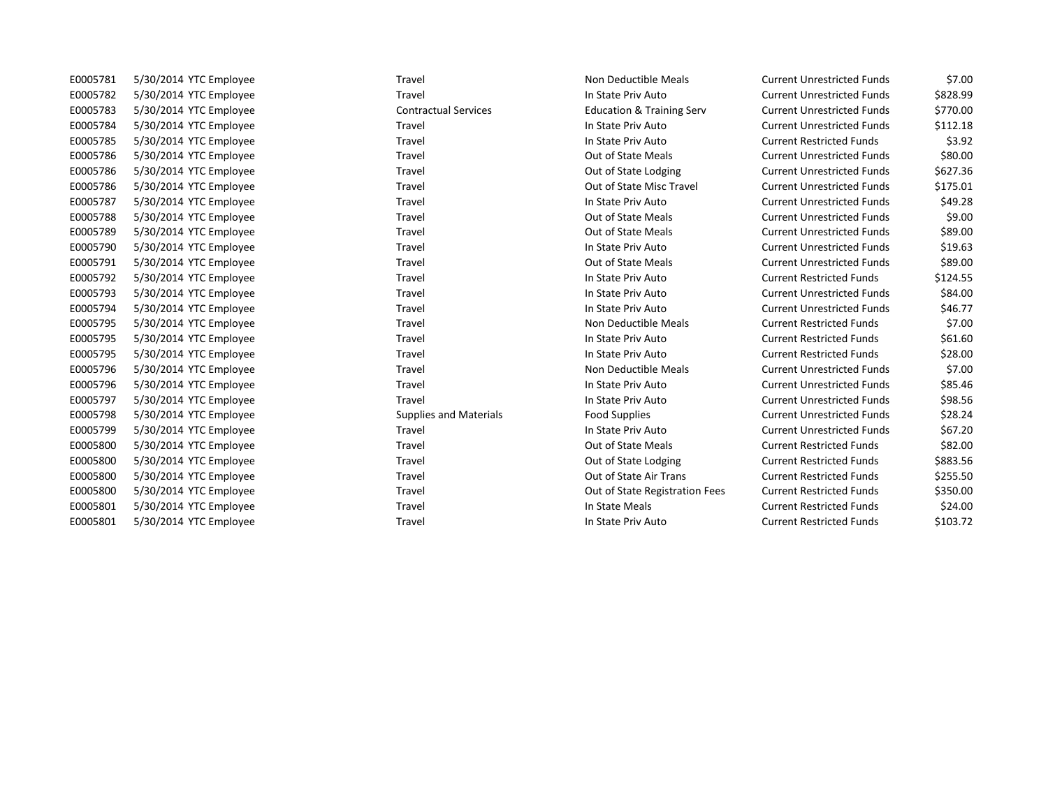| | | | | | | |
|---|---|---|---|---|---|---|
| E0005781 | 5/30/2014 | YTC Employee | Travel | Non Deductible Meals | Current Unrestricted Funds | $7.00 |
| E0005782 | 5/30/2014 | YTC Employee | Travel | In State Priv Auto | Current Unrestricted Funds | $828.99 |
| E0005783 | 5/30/2014 | YTC Employee | Contractual Services | Education & Training Serv | Current Unrestricted Funds | $770.00 |
| E0005784 | 5/30/2014 | YTC Employee | Travel | In State Priv Auto | Current Unrestricted Funds | $112.18 |
| E0005785 | 5/30/2014 | YTC Employee | Travel | In State Priv Auto | Current Restricted Funds | $3.92 |
| E0005786 | 5/30/2014 | YTC Employee | Travel | Out of State Meals | Current Unrestricted Funds | $80.00 |
| E0005786 | 5/30/2014 | YTC Employee | Travel | Out of State Lodging | Current Unrestricted Funds | $627.36 |
| E0005786 | 5/30/2014 | YTC Employee | Travel | Out of State Misc Travel | Current Unrestricted Funds | $175.01 |
| E0005787 | 5/30/2014 | YTC Employee | Travel | In State Priv Auto | Current Unrestricted Funds | $49.28 |
| E0005788 | 5/30/2014 | YTC Employee | Travel | Out of State Meals | Current Unrestricted Funds | $9.00 |
| E0005789 | 5/30/2014 | YTC Employee | Travel | Out of State Meals | Current Unrestricted Funds | $89.00 |
| E0005790 | 5/30/2014 | YTC Employee | Travel | In State Priv Auto | Current Unrestricted Funds | $19.63 |
| E0005791 | 5/30/2014 | YTC Employee | Travel | Out of State Meals | Current Unrestricted Funds | $89.00 |
| E0005792 | 5/30/2014 | YTC Employee | Travel | In State Priv Auto | Current Restricted Funds | $124.55 |
| E0005793 | 5/30/2014 | YTC Employee | Travel | In State Priv Auto | Current Unrestricted Funds | $84.00 |
| E0005794 | 5/30/2014 | YTC Employee | Travel | In State Priv Auto | Current Unrestricted Funds | $46.77 |
| E0005795 | 5/30/2014 | YTC Employee | Travel | Non Deductible Meals | Current Restricted Funds | $7.00 |
| E0005795 | 5/30/2014 | YTC Employee | Travel | In State Priv Auto | Current Restricted Funds | $61.60 |
| E0005795 | 5/30/2014 | YTC Employee | Travel | In State Priv Auto | Current Restricted Funds | $28.00 |
| E0005796 | 5/30/2014 | YTC Employee | Travel | Non Deductible Meals | Current Unrestricted Funds | $7.00 |
| E0005796 | 5/30/2014 | YTC Employee | Travel | In State Priv Auto | Current Unrestricted Funds | $85.46 |
| E0005797 | 5/30/2014 | YTC Employee | Travel | In State Priv Auto | Current Unrestricted Funds | $98.56 |
| E0005798 | 5/30/2014 | YTC Employee | Supplies and Materials | Food Supplies | Current Unrestricted Funds | $28.24 |
| E0005799 | 5/30/2014 | YTC Employee | Travel | In State Priv Auto | Current Unrestricted Funds | $67.20 |
| E0005800 | 5/30/2014 | YTC Employee | Travel | Out of State Meals | Current Restricted Funds | $82.00 |
| E0005800 | 5/30/2014 | YTC Employee | Travel | Out of State Lodging | Current Restricted Funds | $883.56 |
| E0005800 | 5/30/2014 | YTC Employee | Travel | Out of State Air Trans | Current Restricted Funds | $255.50 |
| E0005800 | 5/30/2014 | YTC Employee | Travel | Out of State Registration Fees | Current Restricted Funds | $350.00 |
| E0005801 | 5/30/2014 | YTC Employee | Travel | In State Meals | Current Restricted Funds | $24.00 |
| E0005801 | 5/30/2014 | YTC Employee | Travel | In State Priv Auto | Current Restricted Funds | $103.72 |